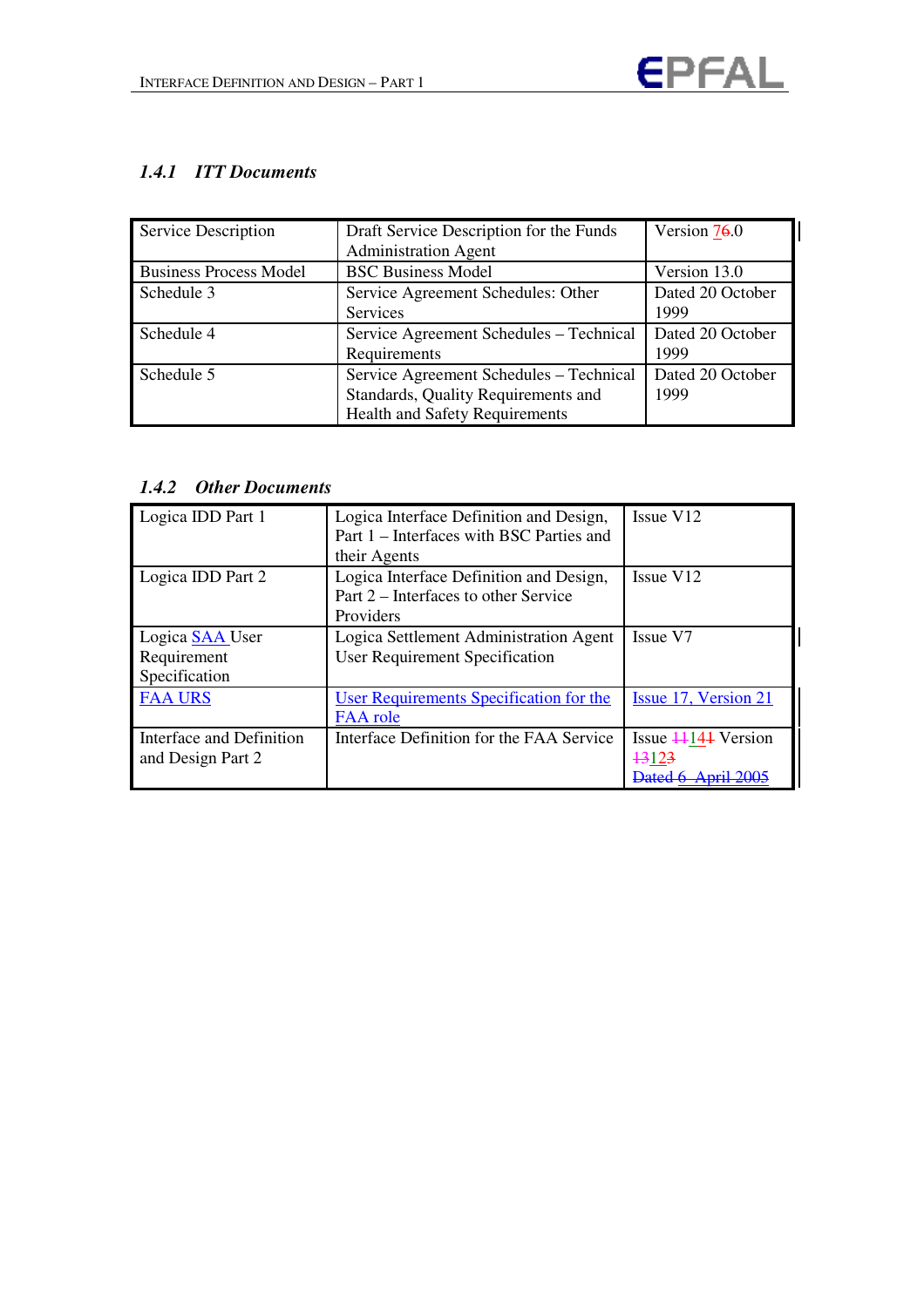### 1.4.1 ITT Documents

| Service Description | Draft Service Description for the Funds Administration Agent | Version 76.0 |
|---|---|---|
| Business Process Model | BSC Business Model | Version 13.0 |
| Schedule 3 | Service Agreement Schedules: Other Services | Dated 20 October 1999 |
| Schedule 4 | Service Agreement Schedules – Technical Requirements | Dated 20 October 1999 |
| Schedule 5 | Service Agreement Schedules – Technical Standards, Quality Requirements and Health and Safety Requirements | Dated 20 October 1999 |

### 1.4.2 Other Documents

| Logica IDD Part 1 | Logica Interface Definition and Design, Part 1 – Interfaces with BSC Parties and their Agents | Issue V12 |
|---|---|---|
| Logica IDD Part 2 | Logica Interface Definition and Design, Part 2 – Interfaces to other Service Providers | Issue V12 |
| Logica SAA User Requirement Specification | Logica Settlement Administration Agent User Requirement Specification | Issue V7 |
| FAA URS | User Requirements Specification for the FAA role | Issue 17, Version 21 |
| Interface and Definition and Design Part 2 | Interface Definition for the FAA Service | Issue 11141 Version 13123 Dated 6 April 2005 |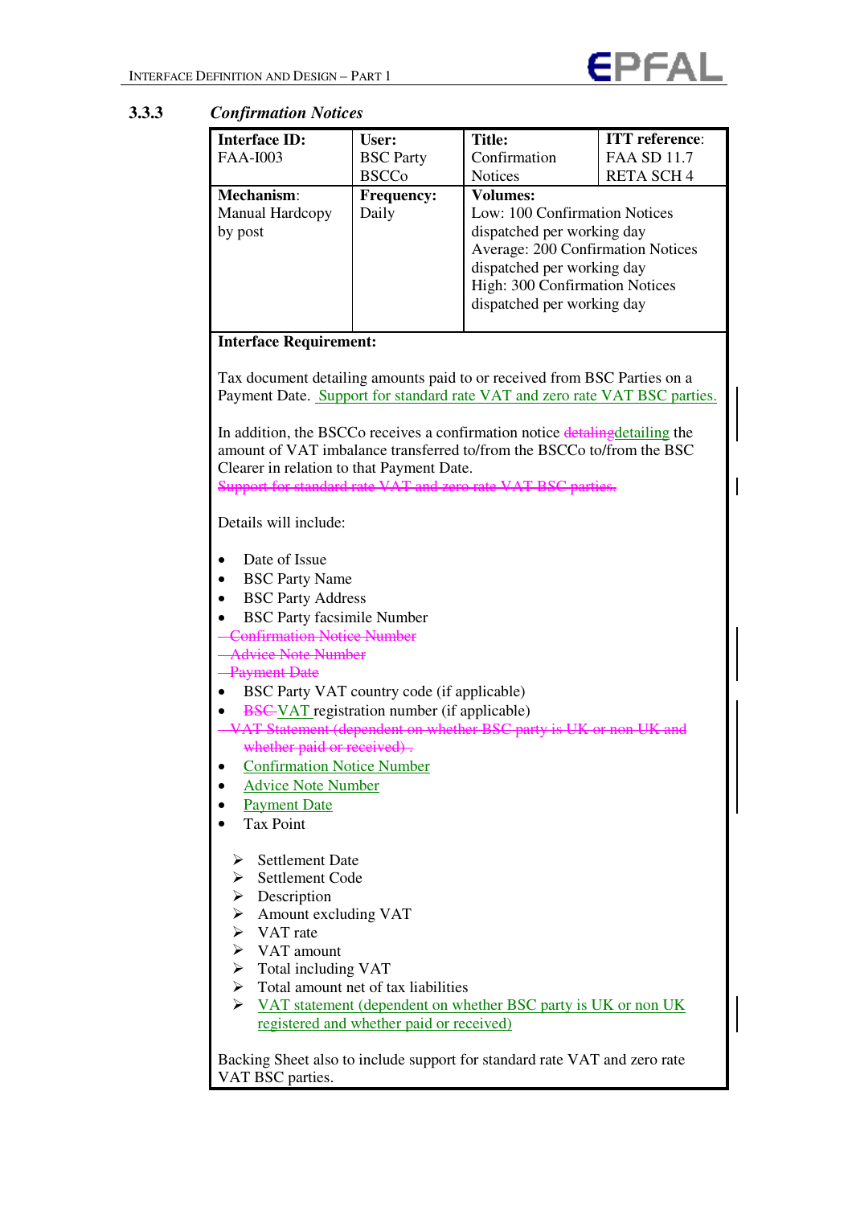### 3.3.3 *Confirmation Notices*

| **Interface ID:** FAA-I003 | **User:** BSC Party BSCCo | **Title:** Confirmation Notices | **ITT reference**: FAA SD 11.7 RETA SCH 4 |
|---|---|---|---|
| **Mechanism**: Manual Hardcopy by post | **Frequency:** Daily | **Volumes:** Low: 100 Confirmation Notices dispatched per working day<br>Average: 200 Confirmation Notices dispatched per working day<br>High: 300 Confirmation Notices dispatched per working day | |

**Interface Requirement:**

Tax document detailing amounts paid to or received from BSC Parties on a Payment Date. Support for standard rate VAT and zero rate VAT BSC parties.

In addition, the BSCCo receives a confirmation notice ~~detaling~~detailing the amount of VAT imbalance transferred to/from the BSCCo to/from the BSC Clearer in relation to that Payment Date.
~~Support for standard rate VAT and zero rate VAT BSC parties.~~

Details will include:

- Date of Issue
- BSC Party Name
- BSC Party Address
- BSC Party facsimile Number
- ~~Confirmation Notice Number~~
- ~~Advice Note Number~~
- ~~Payment Date~~
- BSC Party VAT country code (if applicable)
- ~~BSC~~ VAT registration number (if applicable)
- ~~VAT Statement (dependent on whether BSC party is UK or non UK and whether paid or received) .~~
- Confirmation Notice Number
- Advice Note Number
- Payment Date
- Tax Point

  - Settlement Date
  - Settlement Code
  - Description
  - Amount excluding VAT
  - VAT rate
  - VAT amount
  - Total including VAT
  - Total amount net of tax liabilities
  - VAT statement (dependent on whether BSC party is UK or non UK registered and whether paid or received)

Backing Sheet also to include support for standard rate VAT and zero rate VAT BSC parties.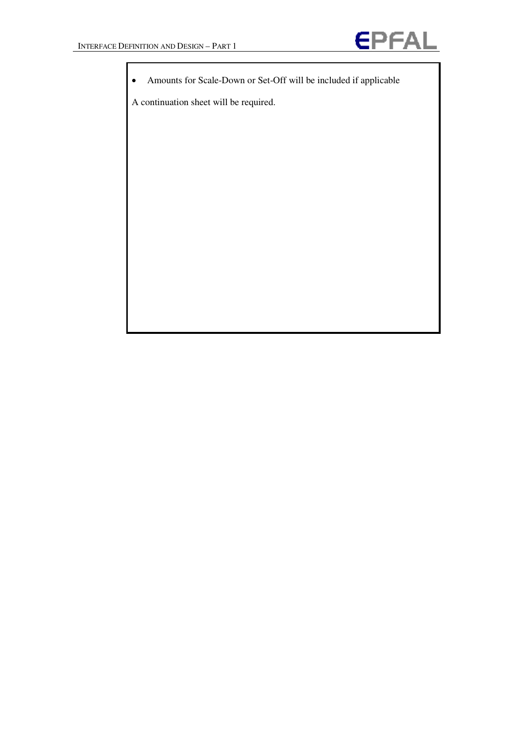- Amounts for Scale-Down or Set-Off will be included if applicable

A continuation sheet will be required.